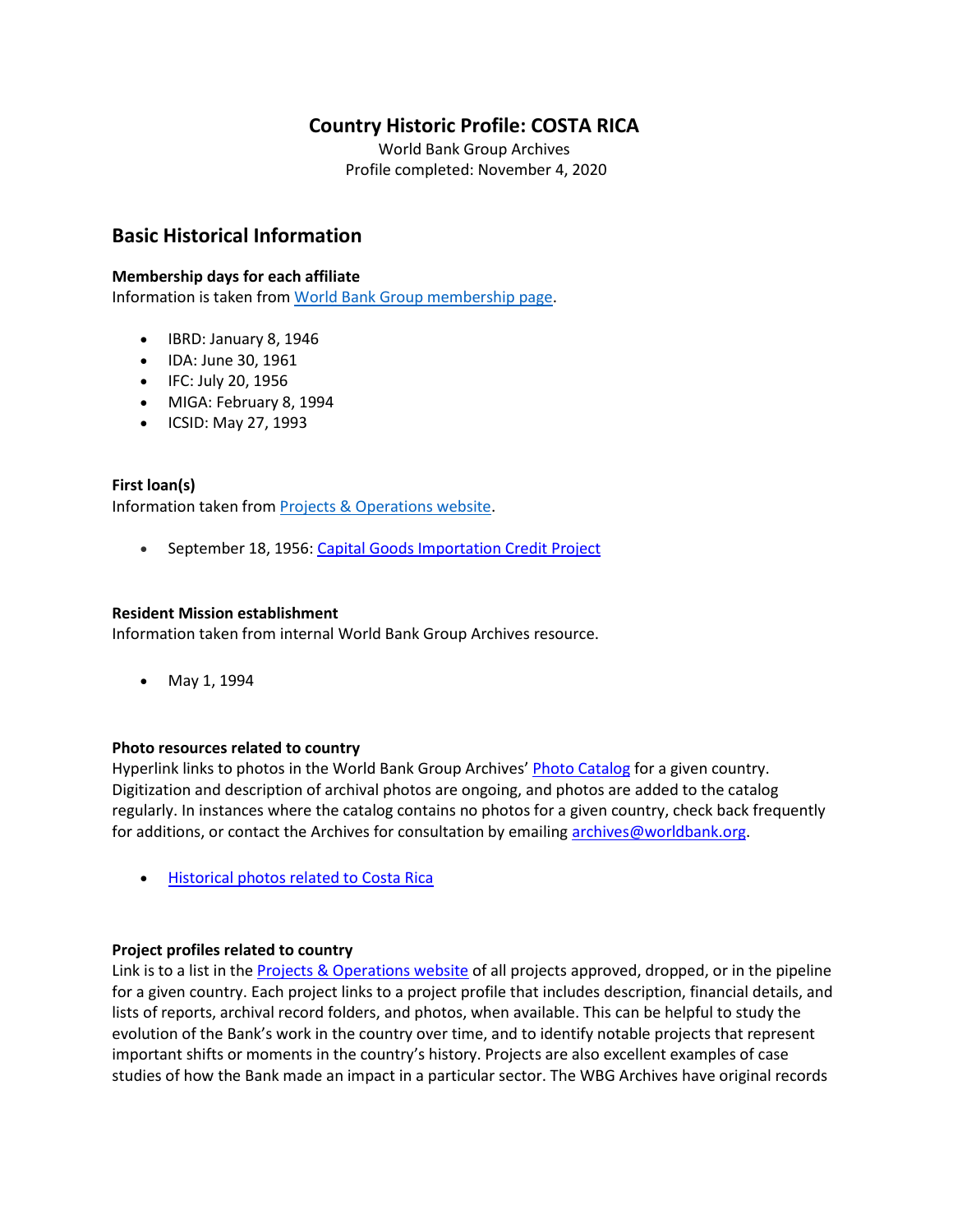# Country Historic Profile: COSTA RICA

World Bank Group Archives
Profile completed: November 4, 2020

## Basic Historical Information

**Membership days for each affiliate**
Information is taken from [World Bank Group membership page](#).

- IBRD: January 8, 1946
- IDA: June 30, 1961
- IFC: July 20, 1956
- MIGA: February 8, 1994
- ICSID: May 27, 1993

**First loan(s)**
Information taken from [Projects & Operations website](#).

- September 18, 1956: [Capital Goods Importation Credit Project](#)

**Resident Mission establishment**
Information taken from internal World Bank Group Archives resource.

- May 1, 1994

**Photo resources related to country**
Hyperlink links to photos in the World Bank Group Archives' [Photo Catalog](#) for a given country. Digitization and description of archival photos are ongoing, and photos are added to the catalog regularly. In instances where the catalog contains no photos for a given country, check back frequently for additions, or contact the Archives for consultation by emailing [archives@worldbank.org](mailto:archives@worldbank.org).

- [Historical photos related to Costa Rica](#)

**Project profiles related to country**
Link is to a list in the [Projects & Operations website](#) of all projects approved, dropped, or in the pipeline for a given country. Each project links to a project profile that includes description, financial details, and lists of reports, archival record folders, and photos, when available. This can be helpful to study the evolution of the Bank's work in the country over time, and to identify notable projects that represent important shifts or moments in the country's history. Projects are also excellent examples of case studies of how the Bank made an impact in a particular sector. The WBG Archives have original records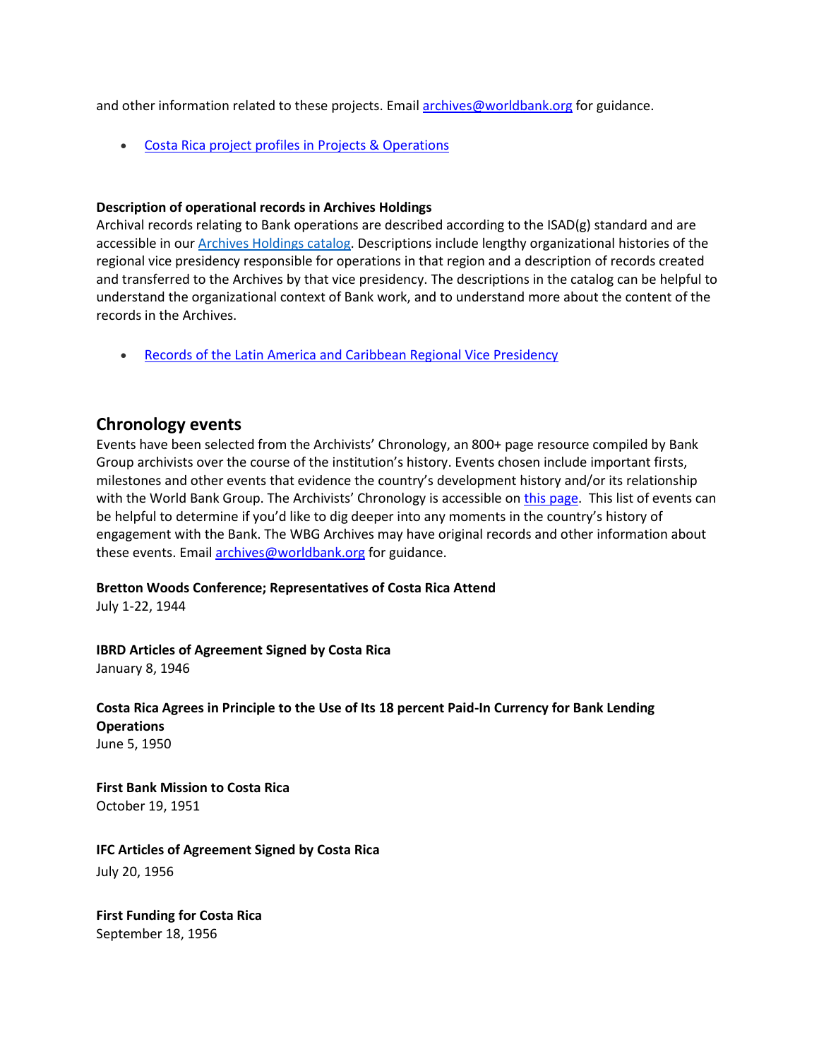and other information related to these projects. Email [archives@worldbank.org](mailto:archives@worldbank.org) for guidance.

- [Costa Rica project profiles in Projects & Operations]()

**Description of operational records in Archives Holdings**

Archival records relating to Bank operations are described according to the ISAD(g) standard and are accessible in our [Archives Holdings catalog](). Descriptions include lengthy organizational histories of the regional vice presidency responsible for operations in that region and a description of records created and transferred to the Archives by that vice presidency. The descriptions in the catalog can be helpful to understand the organizational context of Bank work, and to understand more about the content of the records in the Archives.

- [Records of the Latin America and Caribbean Regional Vice Presidency]()

## Chronology events

Events have been selected from the Archivists' Chronology, an 800+ page resource compiled by Bank Group archivists over the course of the institution's history. Events chosen include important firsts, milestones and other events that evidence the country's development history and/or its relationship with the World Bank Group. The Archivists' Chronology is accessible on [this page](). This list of events can be helpful to determine if you'd like to dig deeper into any moments in the country's history of engagement with the Bank. The WBG Archives may have original records and other information about these events. Email [archives@worldbank.org](mailto:archives@worldbank.org) for guidance.

**Bretton Woods Conference; Representatives of Costa Rica Attend**
July 1-22, 1944

**IBRD Articles of Agreement Signed by Costa Rica**
January 8, 1946

**Costa Rica Agrees in Principle to the Use of Its 18 percent Paid-In Currency for Bank Lending Operations**
June 5, 1950

**First Bank Mission to Costa Rica**
October 19, 1951

**IFC Articles of Agreement Signed by Costa Rica**
July 20, 1956

**First Funding for Costa Rica**
September 18, 1956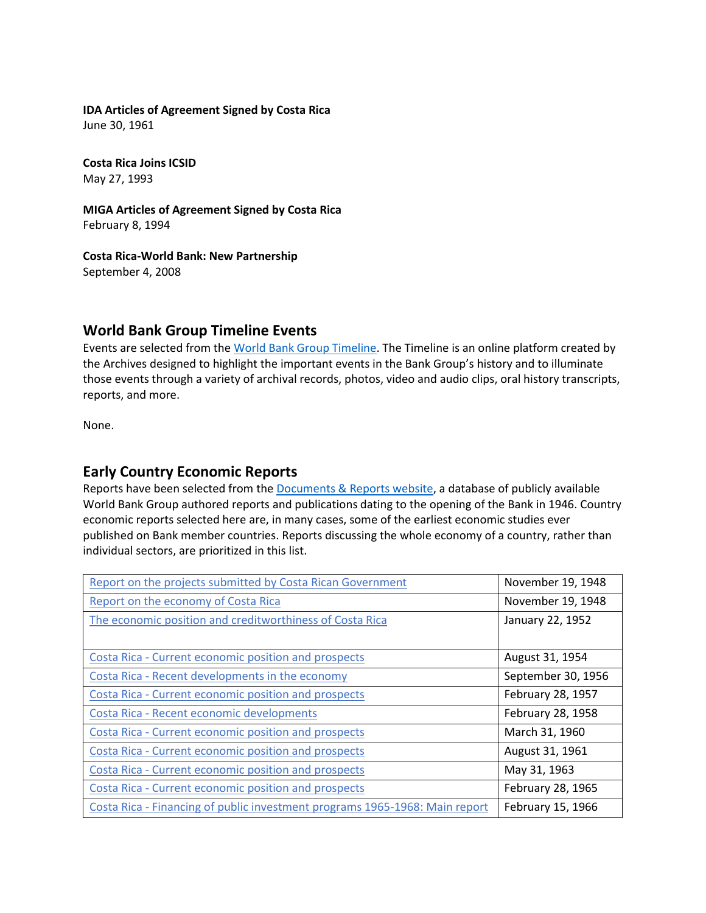**IDA Articles of Agreement Signed by Costa Rica**
June 30, 1961

**Costa Rica Joins ICSID**
May 27, 1993

**MIGA Articles of Agreement Signed by Costa Rica**
February 8, 1994

**Costa Rica-World Bank: New Partnership**
September 4, 2008

## World Bank Group Timeline Events

Events are selected from the World Bank Group Timeline. The Timeline is an online platform created by the Archives designed to highlight the important events in the Bank Group's history and to illuminate those events through a variety of archival records, photos, video and audio clips, oral history transcripts, reports, and more.

None.

## Early Country Economic Reports

Reports have been selected from the Documents & Reports website, a database of publicly available World Bank Group authored reports and publications dating to the opening of the Bank in 1946. Country economic reports selected here are, in many cases, some of the earliest economic studies ever published on Bank member countries. Reports discussing the whole economy of a country, rather than individual sectors, are prioritized in this list.

| Report | Date |
| --- | --- |
| Report on the projects submitted by Costa Rican Government | November 19, 1948 |
| Report on the economy of Costa Rica | November 19, 1948 |
| The economic position and creditworthiness of Costa Rica | January 22, 1952 |
| Costa Rica - Current economic position and prospects | August 31, 1954 |
| Costa Rica - Recent developments in the economy | September 30, 1956 |
| Costa Rica - Current economic position and prospects | February 28, 1957 |
| Costa Rica - Recent economic developments | February 28, 1958 |
| Costa Rica - Current economic position and prospects | March 31, 1960 |
| Costa Rica - Current economic position and prospects | August 31, 1961 |
| Costa Rica - Current economic position and prospects | May 31, 1963 |
| Costa Rica - Current economic position and prospects | February 28, 1965 |
| Costa Rica - Financing of public investment programs 1965-1968: Main report | February 15, 1966 |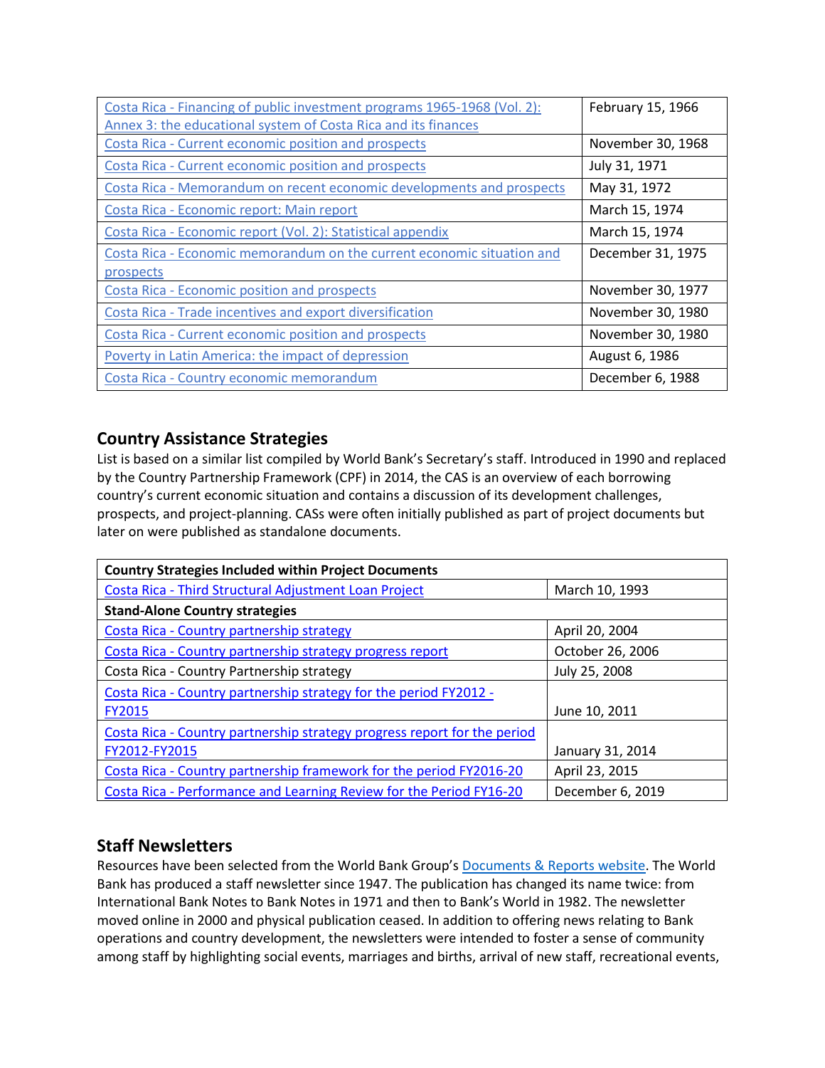| | |
|---|---|
| Costa Rica - Financing of public investment programs 1965-1968 (Vol. 2): Annex 3: the educational system of Costa Rica and its finances | February 15, 1966 |
| Costa Rica - Current economic position and prospects | November 30, 1968 |
| Costa Rica - Current economic position and prospects | July 31, 1971 |
| Costa Rica - Memorandum on recent economic developments and prospects | May 31, 1972 |
| Costa Rica - Economic report: Main report | March 15, 1974 |
| Costa Rica - Economic report (Vol. 2): Statistical appendix | March 15, 1974 |
| Costa Rica - Economic memorandum on the current economic situation and prospects | December 31, 1975 |
| Costa Rica - Economic position and prospects | November 30, 1977 |
| Costa Rica - Trade incentives and export diversification | November 30, 1980 |
| Costa Rica - Current economic position and prospects | November 30, 1980 |
| Poverty in Latin America: the impact of depression | August 6, 1986 |
| Costa Rica - Country economic memorandum | December 6, 1988 |

## Country Assistance Strategies

List is based on a similar list compiled by World Bank's Secretary's staff. Introduced in 1990 and replaced by the Country Partnership Framework (CPF) in 2014, the CAS is an overview of each borrowing country's current economic situation and contains a discussion of its development challenges, prospects, and project-planning. CASs were often initially published as part of project documents but later on were published as standalone documents.

| **Country Strategies Included within Project Documents** | |
|---|---|
| Costa Rica - Third Structural Adjustment Loan Project | March 10, 1993 |
| **Stand-Alone Country strategies** | |
| Costa Rica - Country partnership strategy | April 20, 2004 |
| Costa Rica - Country partnership strategy progress report | October 26, 2006 |
| Costa Rica - Country Partnership strategy | July 25, 2008 |
| Costa Rica - Country partnership strategy for the period FY2012 - FY2015 | June 10, 2011 |
| Costa Rica - Country partnership strategy progress report for the period FY2012-FY2015 | January 31, 2014 |
| Costa Rica - Country partnership framework for the period FY2016-20 | April 23, 2015 |
| Costa Rica - Performance and Learning Review for the Period FY16-20 | December 6, 2019 |

## Staff Newsletters

Resources have been selected from the World Bank Group's Documents & Reports website. The World Bank has produced a staff newsletter since 1947. The publication has changed its name twice: from International Bank Notes to Bank Notes in 1971 and then to Bank's World in 1982. The newsletter moved online in 2000 and physical publication ceased. In addition to offering news relating to Bank operations and country development, the newsletters were intended to foster a sense of community among staff by highlighting social events, marriages and births, arrival of new staff, recreational events,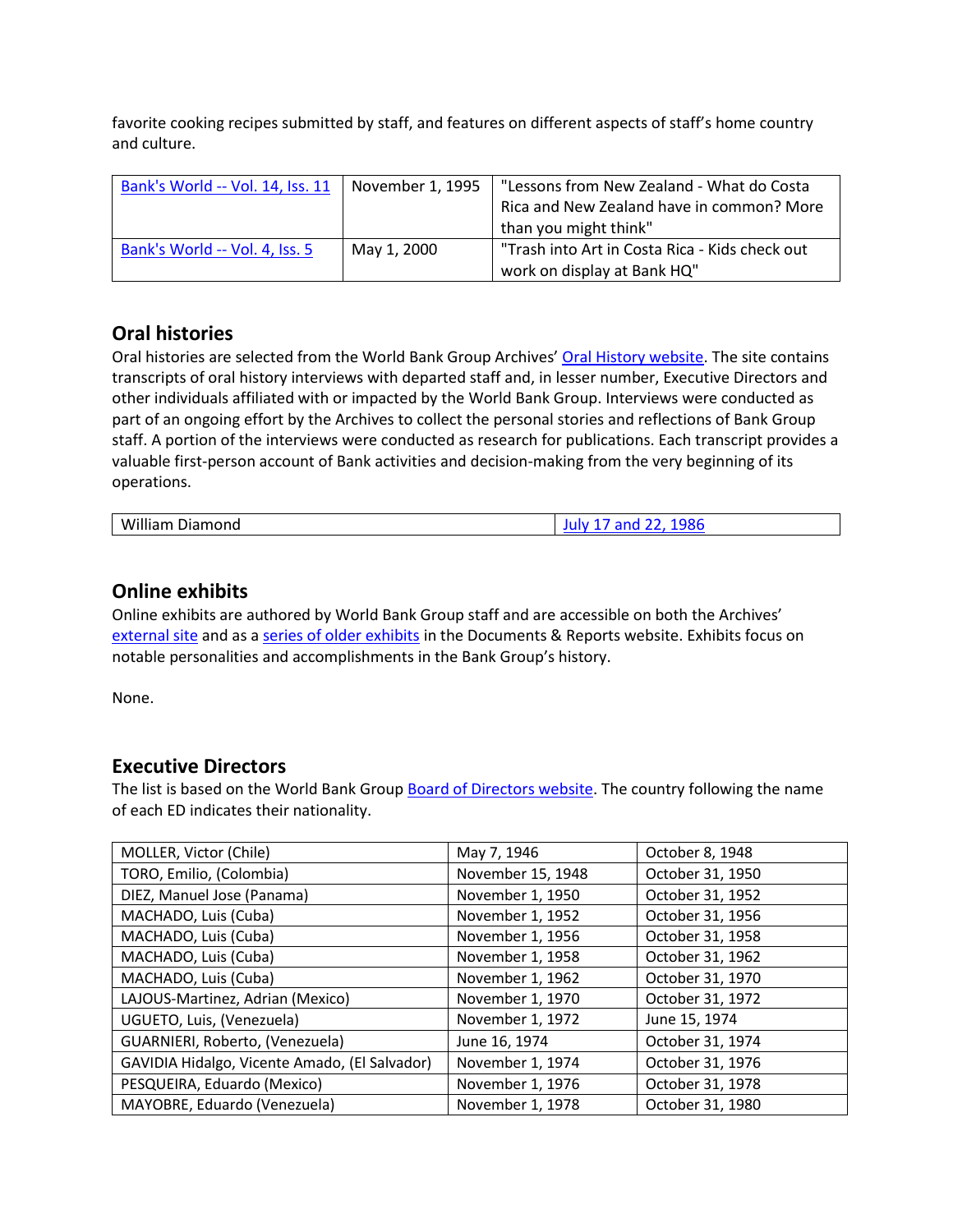favorite cooking recipes submitted by staff, and features on different aspects of staff's home country and culture.

| | | |
|---|---|---|
| Bank's World -- Vol. 14, Iss. 11 | November 1, 1995 | "Lessons from New Zealand - What do Costa Rica and New Zealand have in common? More than you might think" |
| Bank's World -- Vol. 4, Iss. 5 | May 1, 2000 | "Trash into Art in Costa Rica - Kids check out work on display at Bank HQ" |

## Oral histories

Oral histories are selected from the World Bank Group Archives' Oral History website. The site contains transcripts of oral history interviews with departed staff and, in lesser number, Executive Directors and other individuals affiliated with or impacted by the World Bank Group. Interviews were conducted as part of an ongoing effort by the Archives to collect the personal stories and reflections of Bank Group staff. A portion of the interviews were conducted as research for publications. Each transcript provides a valuable first-person account of Bank activities and decision-making from the very beginning of its operations.

| | |
|---|---|
| William Diamond | July 17 and 22, 1986 |

## Online exhibits

Online exhibits are authored by World Bank Group staff and are accessible on both the Archives' external site and as a series of older exhibits in the Documents & Reports website. Exhibits focus on notable personalities and accomplishments in the Bank Group's history.

None.

## Executive Directors

The list is based on the World Bank Group Board of Directors website. The country following the name of each ED indicates their nationality.

| | | |
|---|---|---|
| MOLLER, Victor (Chile) | May 7, 1946 | October 8, 1948 |
| TORO, Emilio, (Colombia) | November 15, 1948 | October 31, 1950 |
| DIEZ, Manuel Jose (Panama) | November 1, 1950 | October 31, 1952 |
| MACHADO, Luis (Cuba) | November 1, 1952 | October 31, 1956 |
| MACHADO, Luis (Cuba) | November 1, 1956 | October 31, 1958 |
| MACHADO, Luis (Cuba) | November 1, 1958 | October 31, 1962 |
| MACHADO, Luis (Cuba) | November 1, 1962 | October 31, 1970 |
| LAJOUS-Martinez, Adrian (Mexico) | November 1, 1970 | October 31, 1972 |
| UGUETO, Luis, (Venezuela) | November 1, 1972 | June 15, 1974 |
| GUARNIERI, Roberto, (Venezuela) | June 16, 1974 | October 31, 1974 |
| GAVIDIA Hidalgo, Vicente Amado, (El Salvador) | November 1, 1974 | October 31, 1976 |
| PESQUEIRA, Eduardo (Mexico) | November 1, 1976 | October 31, 1978 |
| MAYOBRE, Eduardo (Venezuela) | November 1, 1978 | October 31, 1980 |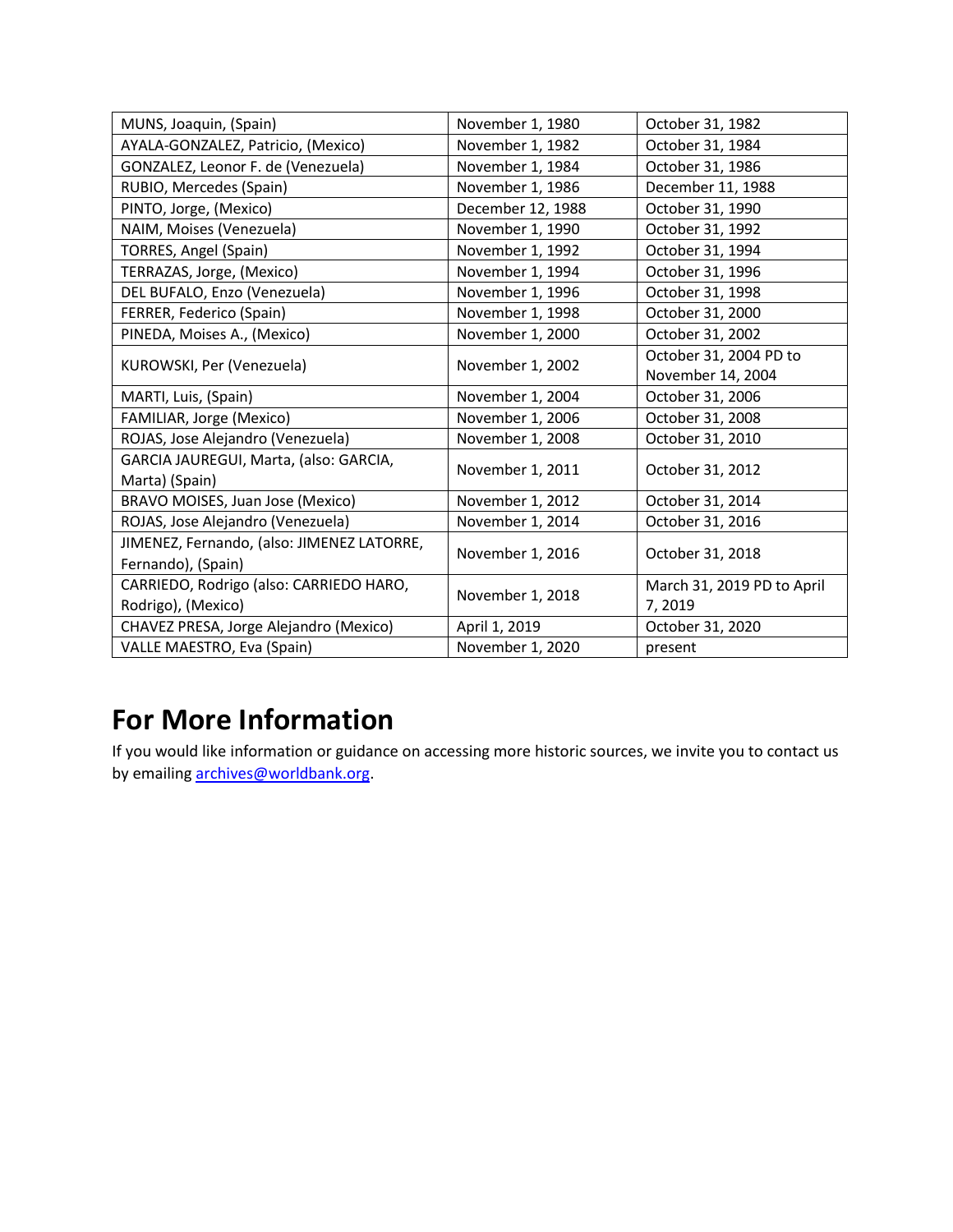| | | |
|---|---|---|
| MUNS, Joaquin, (Spain) | November 1, 1980 | October 31, 1982 |
| AYALA-GONZALEZ, Patricio, (Mexico) | November 1, 1982 | October 31, 1984 |
| GONZALEZ, Leonor F. de (Venezuela) | November 1, 1984 | October 31, 1986 |
| RUBIO, Mercedes (Spain) | November 1, 1986 | December 11, 1988 |
| PINTO, Jorge, (Mexico) | December 12, 1988 | October 31, 1990 |
| NAIM, Moises (Venezuela) | November 1, 1990 | October 31, 1992 |
| TORRES, Angel (Spain) | November 1, 1992 | October 31, 1994 |
| TERRAZAS, Jorge, (Mexico) | November 1, 1994 | October 31, 1996 |
| DEL BUFALO, Enzo (Venezuela) | November 1, 1996 | October 31, 1998 |
| FERRER, Federico (Spain) | November 1, 1998 | October 31, 2000 |
| PINEDA, Moises A., (Mexico) | November 1, 2000 | October 31, 2002 |
| KUROWSKI, Per (Venezuela) | November 1, 2002 | October 31, 2004 PD to November 14, 2004 |
| MARTI, Luis, (Spain) | November 1, 2004 | October 31, 2006 |
| FAMILIAR, Jorge (Mexico) | November 1, 2006 | October 31, 2008 |
| ROJAS, Jose Alejandro (Venezuela) | November 1, 2008 | October 31, 2010 |
| GARCIA JAUREGUI, Marta, (also: GARCIA, Marta) (Spain) | November 1, 2011 | October 31, 2012 |
| BRAVO MOISES, Juan Jose (Mexico) | November 1, 2012 | October 31, 2014 |
| ROJAS, Jose Alejandro (Venezuela) | November 1, 2014 | October 31, 2016 |
| JIMENEZ, Fernando, (also: JIMENEZ LATORRE, Fernando), (Spain) | November 1, 2016 | October 31, 2018 |
| CARRIEDO, Rodrigo (also: CARRIEDO HARO, Rodrigo), (Mexico) | November 1, 2018 | March 31, 2019 PD to April 7, 2019 |
| CHAVEZ PRESA, Jorge Alejandro (Mexico) | April 1, 2019 | October 31, 2020 |
| VALLE MAESTRO, Eva (Spain) | November 1, 2020 | present |

# For More Information

If you would like information or guidance on accessing more historic sources, we invite you to contact us by emailing archives@worldbank.org.